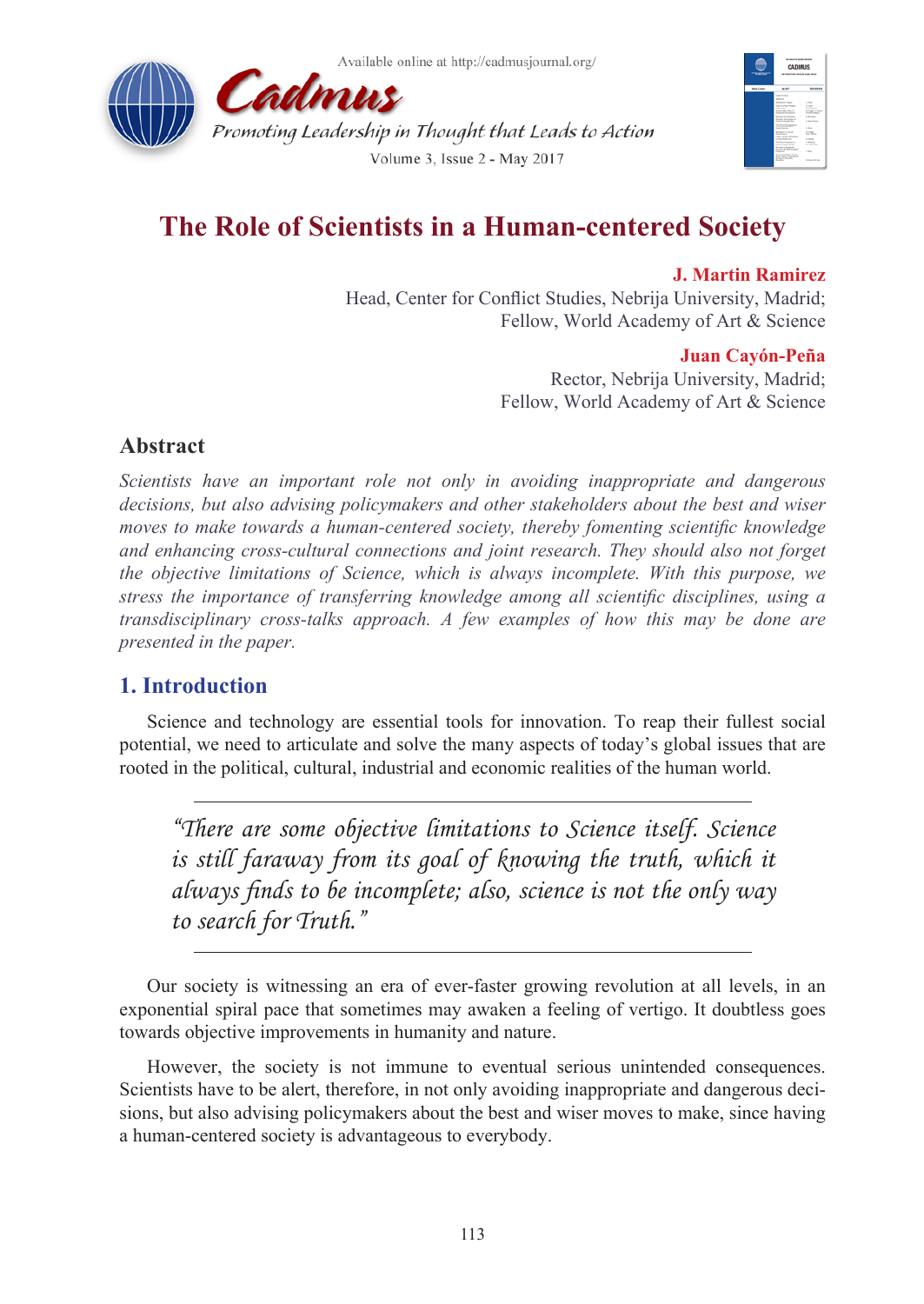# The Role of Scientists in a Human-centered Society

**J. Martin Ramirez**
Head, Center for Conflict Studies, Nebrija University, Madrid;
Fellow, World Academy of Art & Science

**Juan Cayón-Peña**
Rector, Nebrija University, Madrid;
Fellow, World Academy of Art & Science

## Abstract

*Scientists have an important role not only in avoiding inappropriate and dangerous decisions, but also advising policymakers and other stakeholders about the best and wiser moves to make towards a human-centered society, thereby fomenting scientific knowledge and enhancing cross-cultural connections and joint research. They should also not forget the objective limitations of Science, which is always incomplete. With this purpose, we stress the importance of transferring knowledge among all scientific disciplines, using a transdisciplinary cross-talks approach. A few examples of how this may be done are presented in the paper.*

## 1. Introduction

Science and technology are essential tools for innovation. To reap their fullest social potential, we need to articulate and solve the many aspects of today's global issues that are rooted in the political, cultural, industrial and economic realities of the human world.

> *"There are some objective limitations to Science itself. Science is still faraway from its goal of knowing the truth, which it always finds to be incomplete; also, science is not the only way to search for Truth."*

Our society is witnessing an era of ever-faster growing revolution at all levels, in an exponential spiral pace that sometimes may awaken a feeling of vertigo. It doubtless goes towards objective improvements in humanity and nature.

However, the society is not immune to eventual serious unintended consequences. Scientists have to be alert, therefore, in not only avoiding inappropriate and dangerous decisions, but also advising policymakers about the best and wiser moves to make, since having a human-centered society is advantageous to everybody.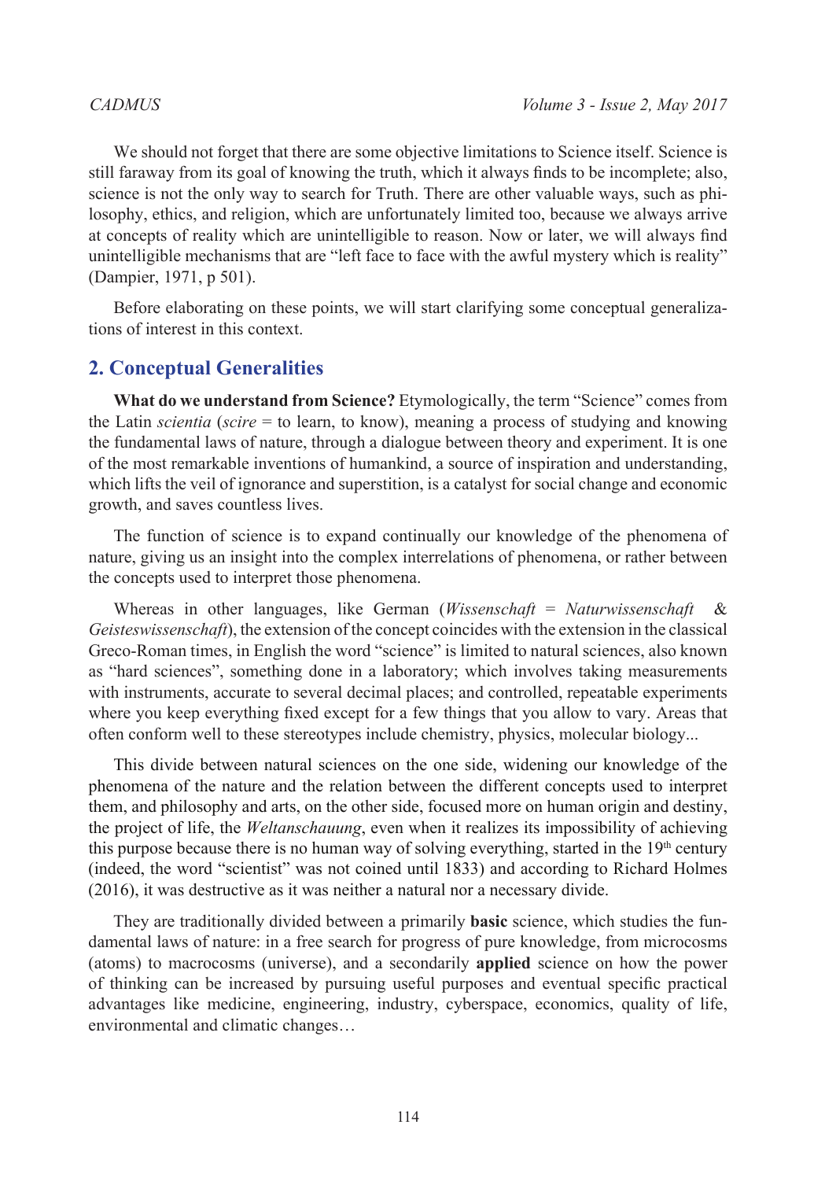We should not forget that there are some objective limitations to Science itself. Science is still faraway from its goal of knowing the truth, which it always finds to be incomplete; also, science is not the only way to search for Truth. There are other valuable ways, such as philosophy, ethics, and religion, which are unfortunately limited too, because we always arrive at concepts of reality which are unintelligible to reason. Now or later, we will always find unintelligible mechanisms that are "left face to face with the awful mystery which is reality" (Dampier, 1971, p 501).

Before elaborating on these points, we will start clarifying some conceptual generalizations of interest in this context.

## 2. Conceptual Generalities

**What do we understand from Science?** Etymologically, the term "Science" comes from the Latin *scientia* (*scire* = to learn, to know), meaning a process of studying and knowing the fundamental laws of nature, through a dialogue between theory and experiment. It is one of the most remarkable inventions of humankind, a source of inspiration and understanding, which lifts the veil of ignorance and superstition, is a catalyst for social change and economic growth, and saves countless lives.

The function of science is to expand continually our knowledge of the phenomena of nature, giving us an insight into the complex interrelations of phenomena, or rather between the concepts used to interpret those phenomena.

Whereas in other languages, like German (*Wissenschaft* = *Naturwissenschaft* & *Geisteswissenschaft*), the extension of the concept coincides with the extension in the classical Greco-Roman times, in English the word "science" is limited to natural sciences, also known as "hard sciences", something done in a laboratory; which involves taking measurements with instruments, accurate to several decimal places; and controlled, repeatable experiments where you keep everything fixed except for a few things that you allow to vary. Areas that often conform well to these stereotypes include chemistry, physics, molecular biology...

This divide between natural sciences on the one side, widening our knowledge of the phenomena of the nature and the relation between the different concepts used to interpret them, and philosophy and arts, on the other side, focused more on human origin and destiny, the project of life, the *Weltanschauung*, even when it realizes its impossibility of achieving this purpose because there is no human way of solving everything, started in the 19th century (indeed, the word "scientist" was not coined until 1833) and according to Richard Holmes (2016), it was destructive as it was neither a natural nor a necessary divide.

They are traditionally divided between a primarily **basic** science, which studies the fundamental laws of nature: in a free search for progress of pure knowledge, from microcosms (atoms) to macrocosms (universe), and a secondarily **applied** science on how the power of thinking can be increased by pursuing useful purposes and eventual specific practical advantages like medicine, engineering, industry, cyberspace, economics, quality of life, environmental and climatic changes…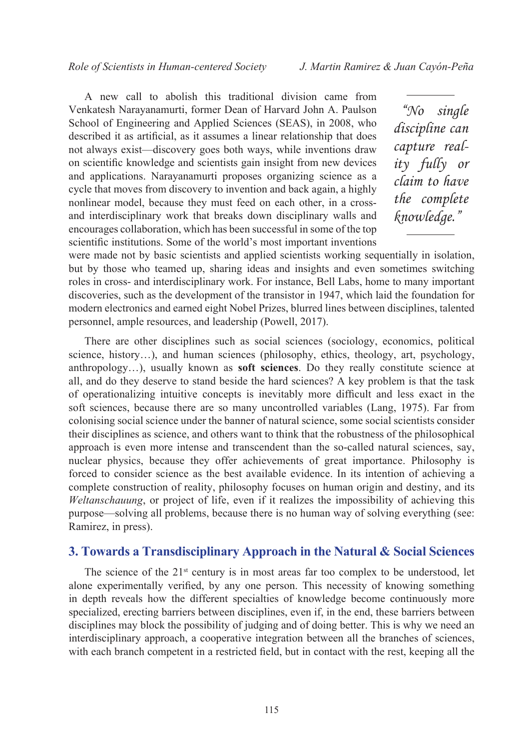A new call to abolish this traditional division came from Venkatesh Narayanamurti, former Dean of Harvard John A. Paulson School of Engineering and Applied Sciences (SEAS), in 2008, who described it as artificial, as it assumes a linear relationship that does not always exist—discovery goes both ways, while inventions draw on scientific knowledge and scientists gain insight from new devices and applications. Narayanamurti proposes organizing science as a cycle that moves from discovery to invention and back again, a highly nonlinear model, because they must feed on each other, in a cross- and interdisciplinary work that breaks down disciplinary walls and encourages collaboration, which has been successful in some of the top scientific institutions. Some of the world's most important inventions were made not by basic scientists and applied scientists working sequentially in isolation, but by those who teamed up, sharing ideas and insights and even sometimes switching roles in cross- and interdisciplinary work. For instance, Bell Labs, home to many important discoveries, such as the development of the transistor in 1947, which laid the foundation for modern electronics and earned eight Nobel Prizes, blurred lines between disciplines, talented personnel, ample resources, and leadership (Powell, 2017).

> *"No single discipline can capture reality fully or claim to have the complete knowledge."*

There are other disciplines such as social sciences (sociology, economics, political science, history…), and human sciences (philosophy, ethics, theology, art, psychology, anthropology…), usually known as **soft sciences**. Do they really constitute science at all, and do they deserve to stand beside the hard sciences? A key problem is that the task of operationalizing intuitive concepts is inevitably more difficult and less exact in the soft sciences, because there are so many uncontrolled variables (Lang, 1975). Far from colonising social science under the banner of natural science, some social scientists consider their disciplines as science, and others want to think that the robustness of the philosophical approach is even more intense and transcendent than the so-called natural sciences, say, nuclear physics, because they offer achievements of great importance. Philosophy is forced to consider science as the best available evidence. In its intention of achieving a complete construction of reality, philosophy focuses on human origin and destiny, and its *Weltanschauung*, or project of life, even if it realizes the impossibility of achieving this purpose—solving all problems, because there is no human way of solving everything (see: Ramirez, in press).

## 3. Towards a Transdisciplinary Approach in the Natural & Social Sciences

The science of the 21st century is in most areas far too complex to be understood, let alone experimentally verified, by any one person. This necessity of knowing something in depth reveals how the different specialties of knowledge become continuously more specialized, erecting barriers between disciplines, even if, in the end, these barriers between disciplines may block the possibility of judging and of doing better. This is why we need an interdisciplinary approach, a cooperative integration between all the branches of sciences, with each branch competent in a restricted field, but in contact with the rest, keeping all the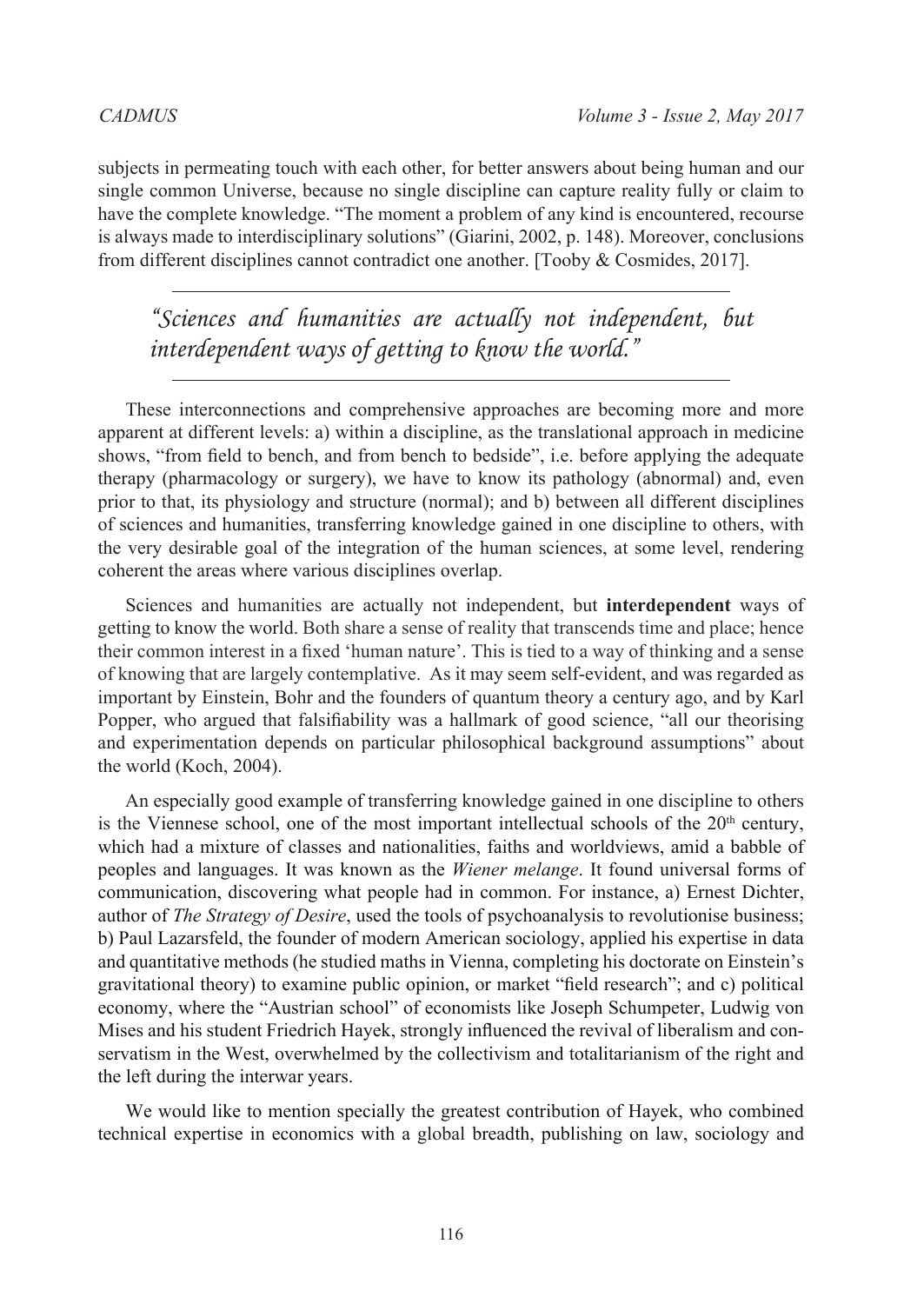subjects in permeating touch with each other, for better answers about being human and our single common Universe, because no single discipline can capture reality fully or claim to have the complete knowledge. "The moment a problem of any kind is encountered, recourse is always made to interdisciplinary solutions" (Giarini, 2002, p. 148). Moreover, conclusions from different disciplines cannot contradict one another. [Tooby & Cosmides, 2017].

---

*"Sciences and humanities are actually not independent, but interdependent ways of getting to know the world."*

---

These interconnections and comprehensive approaches are becoming more and more apparent at different levels: a) within a discipline, as the translational approach in medicine shows, "from field to bench, and from bench to bedside", i.e. before applying the adequate therapy (pharmacology or surgery), we have to know its pathology (abnormal) and, even prior to that, its physiology and structure (normal); and b) between all different disciplines of sciences and humanities, transferring knowledge gained in one discipline to others, with the very desirable goal of the integration of the human sciences, at some level, rendering coherent the areas where various disciplines overlap.

Sciences and humanities are actually not independent, but **interdependent** ways of getting to know the world. Both share a sense of reality that transcends time and place; hence their common interest in a fixed 'human nature'. This is tied to a way of thinking and a sense of knowing that are largely contemplative. As it may seem self-evident, and was regarded as important by Einstein, Bohr and the founders of quantum theory a century ago, and by Karl Popper, who argued that falsifiability was a hallmark of good science, "all our theorising and experimentation depends on particular philosophical background assumptions" about the world (Koch, 2004).

An especially good example of transferring knowledge gained in one discipline to others is the Viennese school, one of the most important intellectual schools of the 20th century, which had a mixture of classes and nationalities, faiths and worldviews, amid a babble of peoples and languages. It was known as the *Wiener melange*. It found universal forms of communication, discovering what people had in common. For instance, a) Ernest Dichter, author of *The Strategy of Desire*, used the tools of psychoanalysis to revolutionise business; b) Paul Lazarsfeld, the founder of modern American sociology, applied his expertise in data and quantitative methods (he studied maths in Vienna, completing his doctorate on Einstein's gravitational theory) to examine public opinion, or market "field research"; and c) political economy, where the "Austrian school" of economists like Joseph Schumpeter, Ludwig von Mises and his student Friedrich Hayek, strongly influenced the revival of liberalism and conservatism in the West, overwhelmed by the collectivism and totalitarianism of the right and the left during the interwar years.

We would like to mention specially the greatest contribution of Hayek, who combined technical expertise in economics with a global breadth, publishing on law, sociology and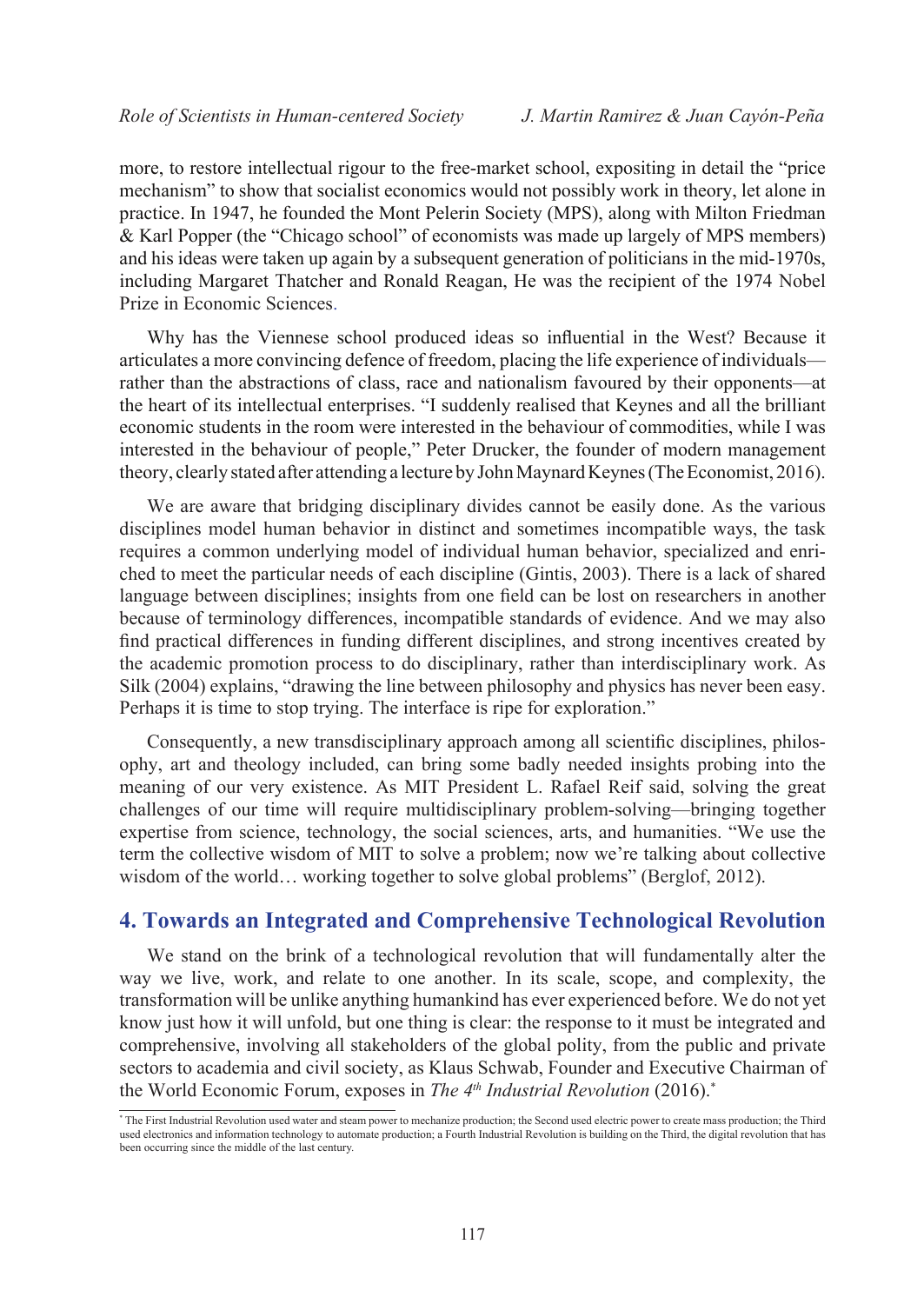more, to restore intellectual rigour to the free-market school, expositing in detail the "price mechanism" to show that socialist economics would not possibly work in theory, let alone in practice. In 1947, he founded the Mont Pelerin Society (MPS), along with Milton Friedman & Karl Popper (the "Chicago school" of economists was made up largely of MPS members) and his ideas were taken up again by a subsequent generation of politicians in the mid-1970s, including Margaret Thatcher and Ronald Reagan, He was the recipient of the 1974 Nobel Prize in Economic Sciences.

Why has the Viennese school produced ideas so influential in the West? Because it articulates a more convincing defence of freedom, placing the life experience of individuals—rather than the abstractions of class, race and nationalism favoured by their opponents—at the heart of its intellectual enterprises. "I suddenly realised that Keynes and all the brilliant economic students in the room were interested in the behaviour of commodities, while I was interested in the behaviour of people," Peter Drucker, the founder of modern management theory, clearly stated after attending a lecture by John Maynard Keynes (The Economist, 2016).

We are aware that bridging disciplinary divides cannot be easily done. As the various disciplines model human behavior in distinct and sometimes incompatible ways, the task requires a common underlying model of individual human behavior, specialized and enriched to meet the particular needs of each discipline (Gintis, 2003). There is a lack of shared language between disciplines; insights from one field can be lost on researchers in another because of terminology differences, incompatible standards of evidence. And we may also find practical differences in funding different disciplines, and strong incentives created by the academic promotion process to do disciplinary, rather than interdisciplinary work. As Silk (2004) explains, "drawing the line between philosophy and physics has never been easy. Perhaps it is time to stop trying. The interface is ripe for exploration."

Consequently, a new transdisciplinary approach among all scientific disciplines, philosophy, art and theology included, can bring some badly needed insights probing into the meaning of our very existence. As MIT President L. Rafael Reif said, solving the great challenges of our time will require multidisciplinary problem-solving—bringing together expertise from science, technology, the social sciences, arts, and humanities. "We use the term the collective wisdom of MIT to solve a problem; now we're talking about collective wisdom of the world… working together to solve global problems" (Berglof, 2012).

## 4. Towards an Integrated and Comprehensive Technological Revolution

We stand on the brink of a technological revolution that will fundamentally alter the way we live, work, and relate to one another. In its scale, scope, and complexity, the transformation will be unlike anything humankind has ever experienced before. We do not yet know just how it will unfold, but one thing is clear: the response to it must be integrated and comprehensive, involving all stakeholders of the global polity, from the public and private sectors to academia and civil society, as Klaus Schwab, Founder and Executive Chairman of the World Economic Forum, exposes in *The 4th Industrial Revolution* (2016).*

\* The First Industrial Revolution used water and steam power to mechanize production; the Second used electric power to create mass production; the Third used electronics and information technology to automate production; a Fourth Industrial Revolution is building on the Third, the digital revolution that has been occurring since the middle of the last century.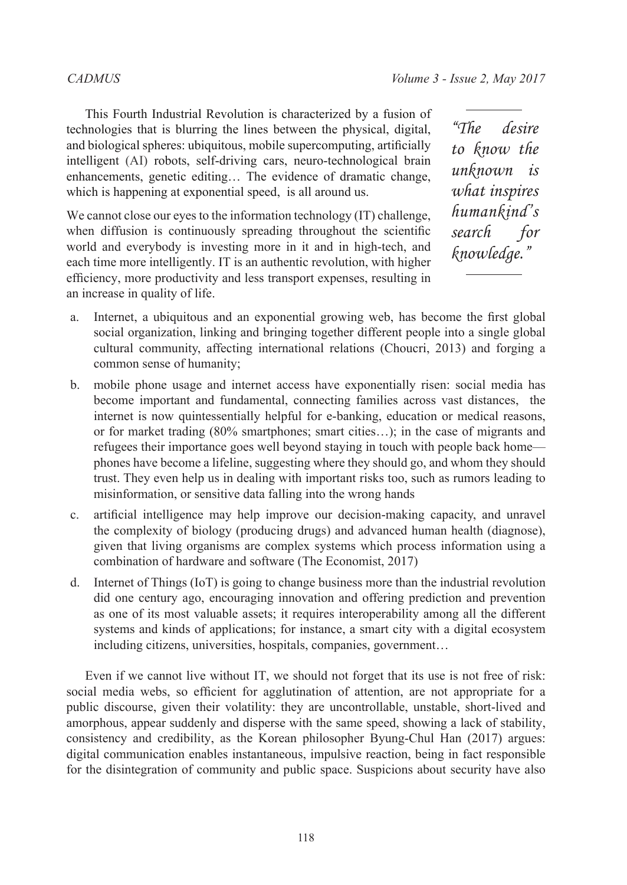This Fourth Industrial Revolution is characterized by a fusion of technologies that is blurring the lines between the physical, digital, and biological spheres: ubiquitous, mobile supercomputing, artificially intelligent (AI) robots, self-driving cars, neuro-technological brain enhancements, genetic editing… The evidence of dramatic change, which is happening at exponential speed, is all around us.

> *"The desire to know the unknown is what inspires humankind's search for knowledge."*

We cannot close our eyes to the information technology (IT) challenge, when diffusion is continuously spreading throughout the scientific world and everybody is investing more in it and in high-tech, and each time more intelligently. IT is an authentic revolution, with higher efficiency, more productivity and less transport expenses, resulting in an increase in quality of life.

a. Internet, a ubiquitous and an exponential growing web, has become the first global social organization, linking and bringing together different people into a single global cultural community, affecting international relations (Choucri, 2013) and forging a common sense of humanity;

b. mobile phone usage and internet access have exponentially risen: social media has become important and fundamental, connecting families across vast distances, the internet is now quintessentially helpful for e-banking, education or medical reasons, or for market trading (80% smartphones; smart cities…); in the case of migrants and refugees their importance goes well beyond staying in touch with people back home—phones have become a lifeline, suggesting where they should go, and whom they should trust. They even help us in dealing with important risks too, such as rumors leading to misinformation, or sensitive data falling into the wrong hands

c. artificial intelligence may help improve our decision-making capacity, and unravel the complexity of biology (producing drugs) and advanced human health (diagnose), given that living organisms are complex systems which process information using a combination of hardware and software (The Economist, 2017)

d. Internet of Things (IoT) is going to change business more than the industrial revolution did one century ago, encouraging innovation and offering prediction and prevention as one of its most valuable assets; it requires interoperability among all the different systems and kinds of applications; for instance, a smart city with a digital ecosystem including citizens, universities, hospitals, companies, government…

Even if we cannot live without IT, we should not forget that its use is not free of risk: social media webs, so efficient for agglutination of attention, are not appropriate for a public discourse, given their volatility: they are uncontrollable, unstable, short-lived and amorphous, appear suddenly and disperse with the same speed, showing a lack of stability, consistency and credibility, as the Korean philosopher Byung-Chul Han (2017) argues: digital communication enables instantaneous, impulsive reaction, being in fact responsible for the disintegration of community and public space. Suspicions about security have also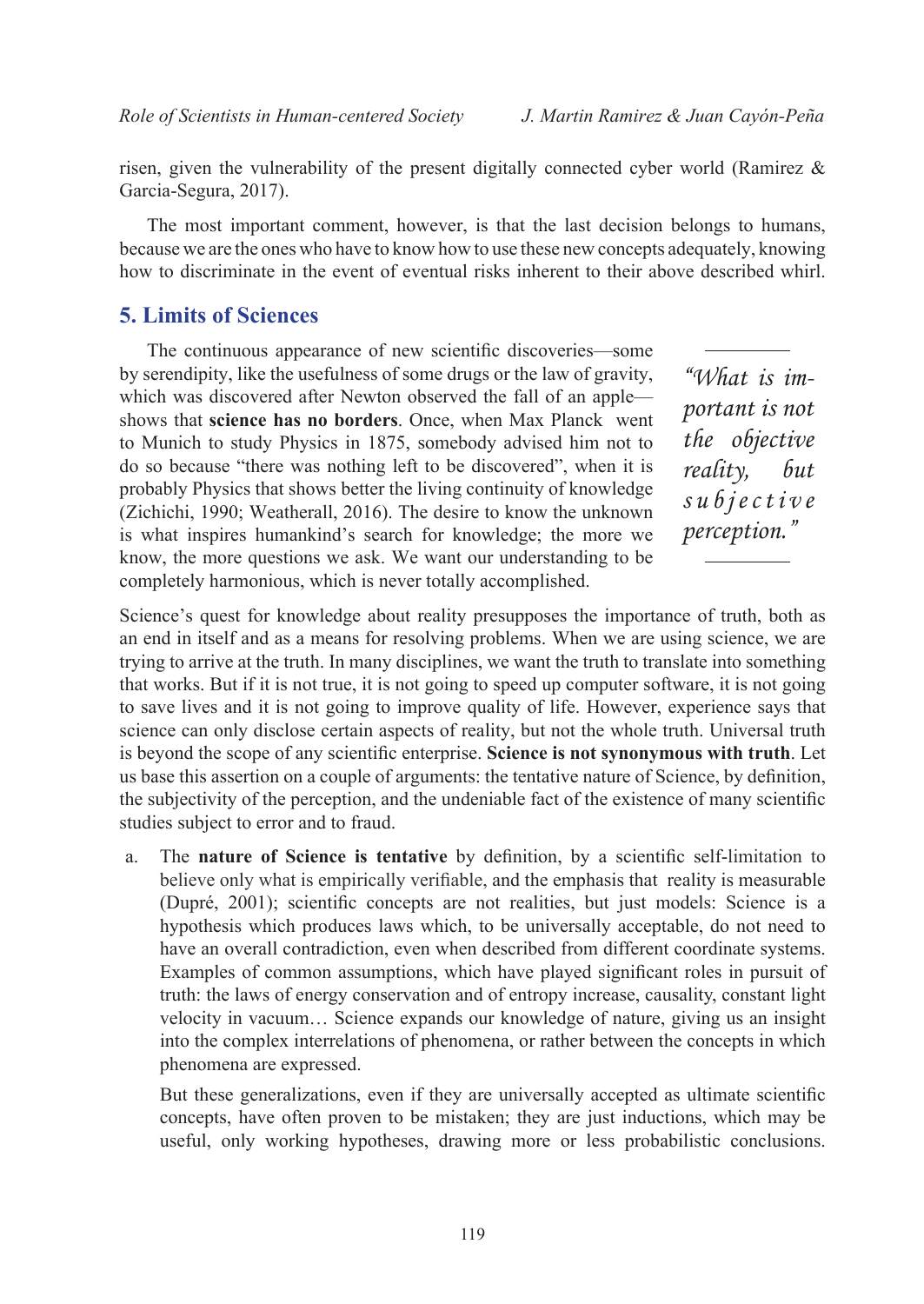risen, given the vulnerability of the present digitally connected cyber world (Ramirez & Garcia-Segura, 2017).

The most important comment, however, is that the last decision belongs to humans, because we are the ones who have to know how to use these new concepts adequately, knowing how to discriminate in the event of eventual risks inherent to their above described whirl.

## 5. Limits of Sciences

The continuous appearance of new scientific discoveries—some by serendipity, like the usefulness of some drugs or the law of gravity, which was discovered after Newton observed the fall of an apple—shows that **science has no borders**. Once, when Max Planck went to Munich to study Physics in 1875, somebody advised him not to do so because "there was nothing left to be discovered", when it is probably Physics that shows better the living continuity of knowledge (Zichichi, 1990; Weatherall, 2016). The desire to know the unknown is what inspires humankind's search for knowledge; the more we know, the more questions we ask. We want our understanding to be completely harmonious, which is never totally accomplished.

> *"What is important is not the objective reality, but subjective perception."*

Science's quest for knowledge about reality presupposes the importance of truth, both as an end in itself and as a means for resolving problems. When we are using science, we are trying to arrive at the truth. In many disciplines, we want the truth to translate into something that works. But if it is not true, it is not going to speed up computer software, it is not going to save lives and it is not going to improve quality of life. However, experience says that science can only disclose certain aspects of reality, but not the whole truth. Universal truth is beyond the scope of any scientific enterprise. **Science is not synonymous with truth**. Let us base this assertion on a couple of arguments: the tentative nature of Science, by definition, the subjectivity of the perception, and the undeniable fact of the existence of many scientific studies subject to error and to fraud.

a. The **nature of Science is tentative** by definition, by a scientific self-limitation to believe only what is empirically verifiable, and the emphasis that reality is measurable (Dupré, 2001); scientific concepts are not realities, but just models: Science is a hypothesis which produces laws which, to be universally acceptable, do not need to have an overall contradiction, even when described from different coordinate systems. Examples of common assumptions, which have played significant roles in pursuit of truth: the laws of energy conservation and of entropy increase, causality, constant light velocity in vacuum… Science expands our knowledge of nature, giving us an insight into the complex interrelations of phenomena, or rather between the concepts in which phenomena are expressed.

   But these generalizations, even if they are universally accepted as ultimate scientific concepts, have often proven to be mistaken; they are just inductions, which may be useful, only working hypotheses, drawing more or less probabilistic conclusions.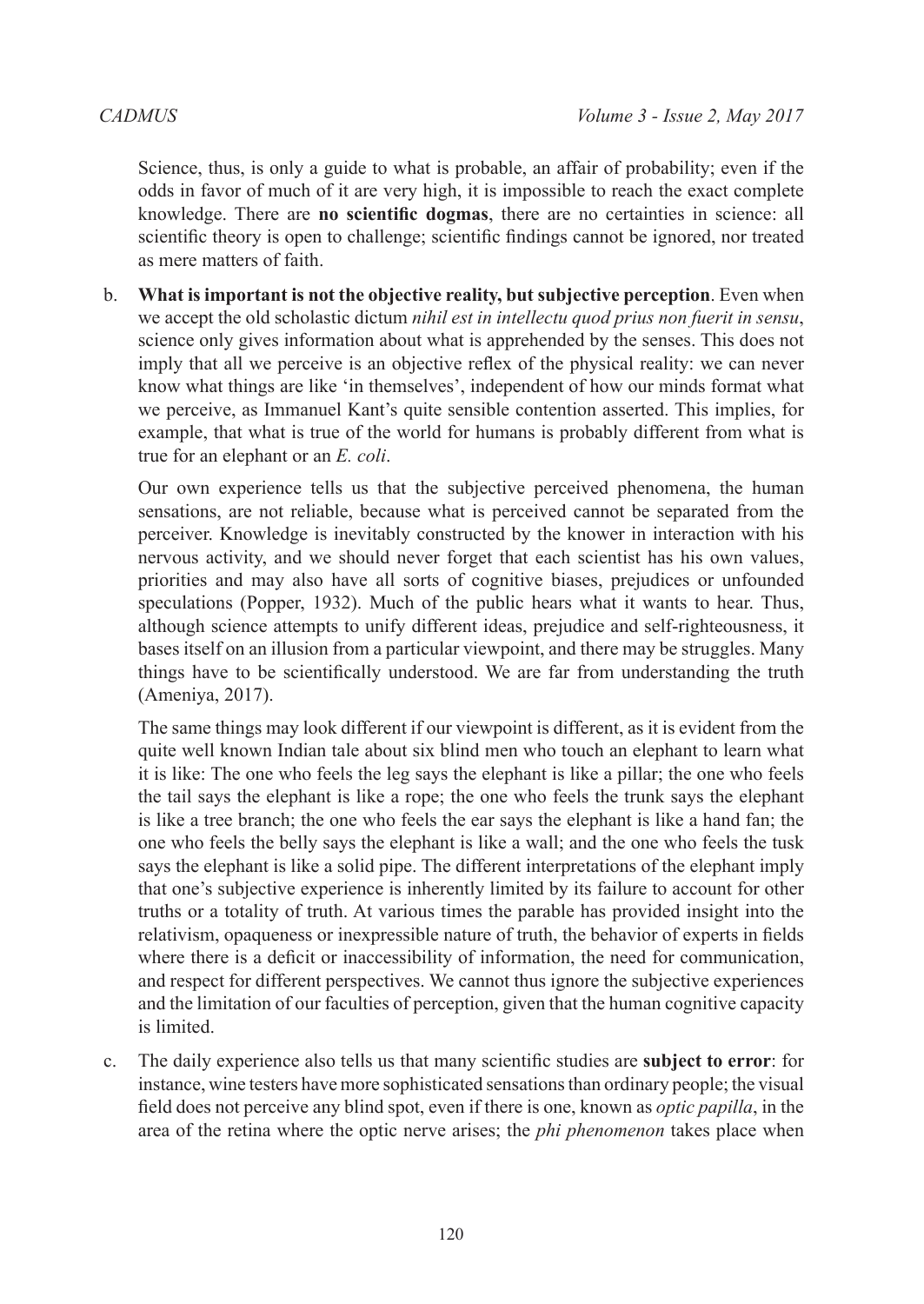Science, thus, is only a guide to what is probable, an affair of probability; even if the odds in favor of much of it are very high, it is impossible to reach the exact complete knowledge. There are **no scientific dogmas**, there are no certainties in science: all scientific theory is open to challenge; scientific findings cannot be ignored, nor treated as mere matters of faith.

b. **What is important is not the objective reality, but subjective perception**. Even when we accept the old scholastic dictum *nihil est in intellectu quod prius non fuerit in sensu*, science only gives information about what is apprehended by the senses. This does not imply that all we perceive is an objective reflex of the physical reality: we can never know what things are like 'in themselves', independent of how our minds format what we perceive, as Immanuel Kant's quite sensible contention asserted. This implies, for example, that what is true of the world for humans is probably different from what is true for an elephant or an *E. coli*.

   Our own experience tells us that the subjective perceived phenomena, the human sensations, are not reliable, because what is perceived cannot be separated from the perceiver. Knowledge is inevitably constructed by the knower in interaction with his nervous activity, and we should never forget that each scientist has his own values, priorities and may also have all sorts of cognitive biases, prejudices or unfounded speculations (Popper, 1932). Much of the public hears what it wants to hear. Thus, although science attempts to unify different ideas, prejudice and self-righteousness, it bases itself on an illusion from a particular viewpoint, and there may be struggles. Many things have to be scientifically understood. We are far from understanding the truth (Ameniya, 2017).

   The same things may look different if our viewpoint is different, as it is evident from the quite well known Indian tale about six blind men who touch an elephant to learn what it is like: The one who feels the leg says the elephant is like a pillar; the one who feels the tail says the elephant is like a rope; the one who feels the trunk says the elephant is like a tree branch; the one who feels the ear says the elephant is like a hand fan; the one who feels the belly says the elephant is like a wall; and the one who feels the tusk says the elephant is like a solid pipe. The different interpretations of the elephant imply that one's subjective experience is inherently limited by its failure to account for other truths or a totality of truth. At various times the parable has provided insight into the relativism, opaqueness or inexpressible nature of truth, the behavior of experts in fields where there is a deficit or inaccessibility of information, the need for communication, and respect for different perspectives. We cannot thus ignore the subjective experiences and the limitation of our faculties of perception, given that the human cognitive capacity is limited.

c. The daily experience also tells us that many scientific studies are **subject to error**: for instance, wine testers have more sophisticated sensations than ordinary people; the visual field does not perceive any blind spot, even if there is one, known as *optic papilla*, in the area of the retina where the optic nerve arises; the *phi phenomenon* takes place when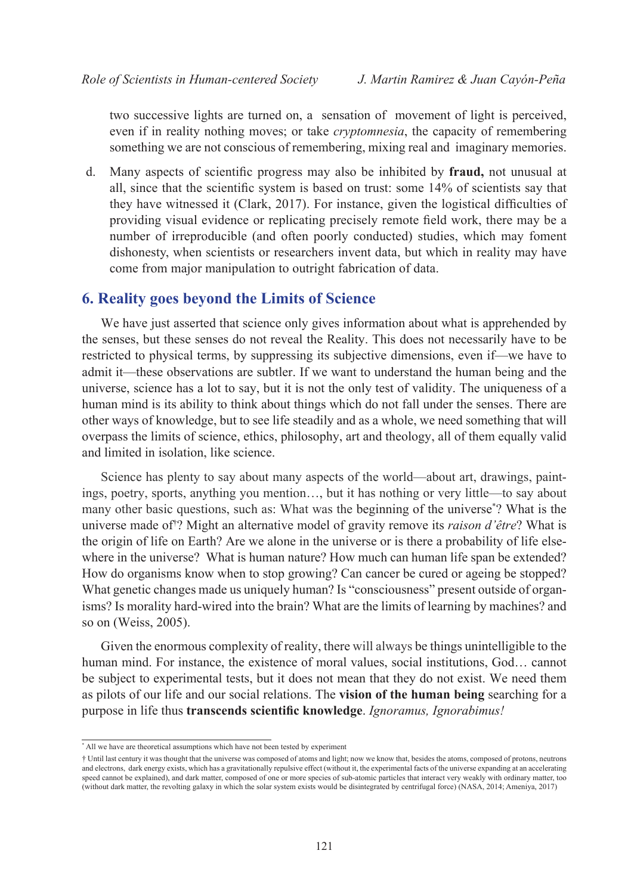two successive lights are turned on, a sensation of movement of light is perceived, even if in reality nothing moves; or take *cryptomnesia*, the capacity of remembering something we are not conscious of remembering, mixing real and imaginary memories.

d. Many aspects of scientific progress may also be inhibited by **fraud,** not unusual at all, since that the scientific system is based on trust: some 14% of scientists say that they have witnessed it (Clark, 2017). For instance, given the logistical difficulties of providing visual evidence or replicating precisely remote field work, there may be a number of irreproducible (and often poorly conducted) studies, which may foment dishonesty, when scientists or researchers invent data, but which in reality may have come from major manipulation to outright fabrication of data.

## 6. Reality goes beyond the Limits of Science

We have just asserted that science only gives information about what is apprehended by the senses, but these senses do not reveal the Reality. This does not necessarily have to be restricted to physical terms, by suppressing its subjective dimensions, even if—we have to admit it—these observations are subtler. If we want to understand the human being and the universe, science has a lot to say, but it is not the only test of validity. The uniqueness of a human mind is its ability to think about things which do not fall under the senses. There are other ways of knowledge, but to see life steadily and as a whole, we need something that will overpass the limits of science, ethics, philosophy, art and theology, all of them equally valid and limited in isolation, like science.

Science has plenty to say about many aspects of the world—about art, drawings, paintings, poetry, sports, anything you mention…, but it has nothing or very little—to say about many other basic questions, such as: What was the beginning of the universe[*]? What is the universe made of[†]? Might an alternative model of gravity remove its *raison d'être*? What is the origin of life on Earth? Are we alone in the universe or is there a probability of life elsewhere in the universe? What is human nature? How much can human life span be extended? How do organisms know when to stop growing? Can cancer be cured or ageing be stopped? What genetic changes made us uniquely human? Is "consciousness" present outside of organisms? Is morality hard-wired into the brain? What are the limits of learning by machines? and so on (Weiss, 2005).

Given the enormous complexity of reality, there will always be things unintelligible to the human mind. For instance, the existence of moral values, social institutions, God… cannot be subject to experimental tests, but it does not mean that they do not exist. We need them as pilots of our life and our social relations. The **vision of the human being** searching for a purpose in life thus **transcends scientific knowledge**. *Ignoramus, Ignorabimus!*

---

[*] All we have are theoretical assumptions which have not been tested by experiment

[†] Until last century it was thought that the universe was composed of atoms and light; now we know that, besides the atoms, composed of protons, neutrons and electrons, dark energy exists, which has a gravitationally repulsive effect (without it, the experimental facts of the universe expanding at an accelerating speed cannot be explained), and dark matter, composed of one or more species of sub-atomic particles that interact very weakly with ordinary matter, too (without dark matter, the revolting galaxy in which the solar system exists would be disintegrated by centrifugal force) (NASA, 2014; Ameniya, 2017)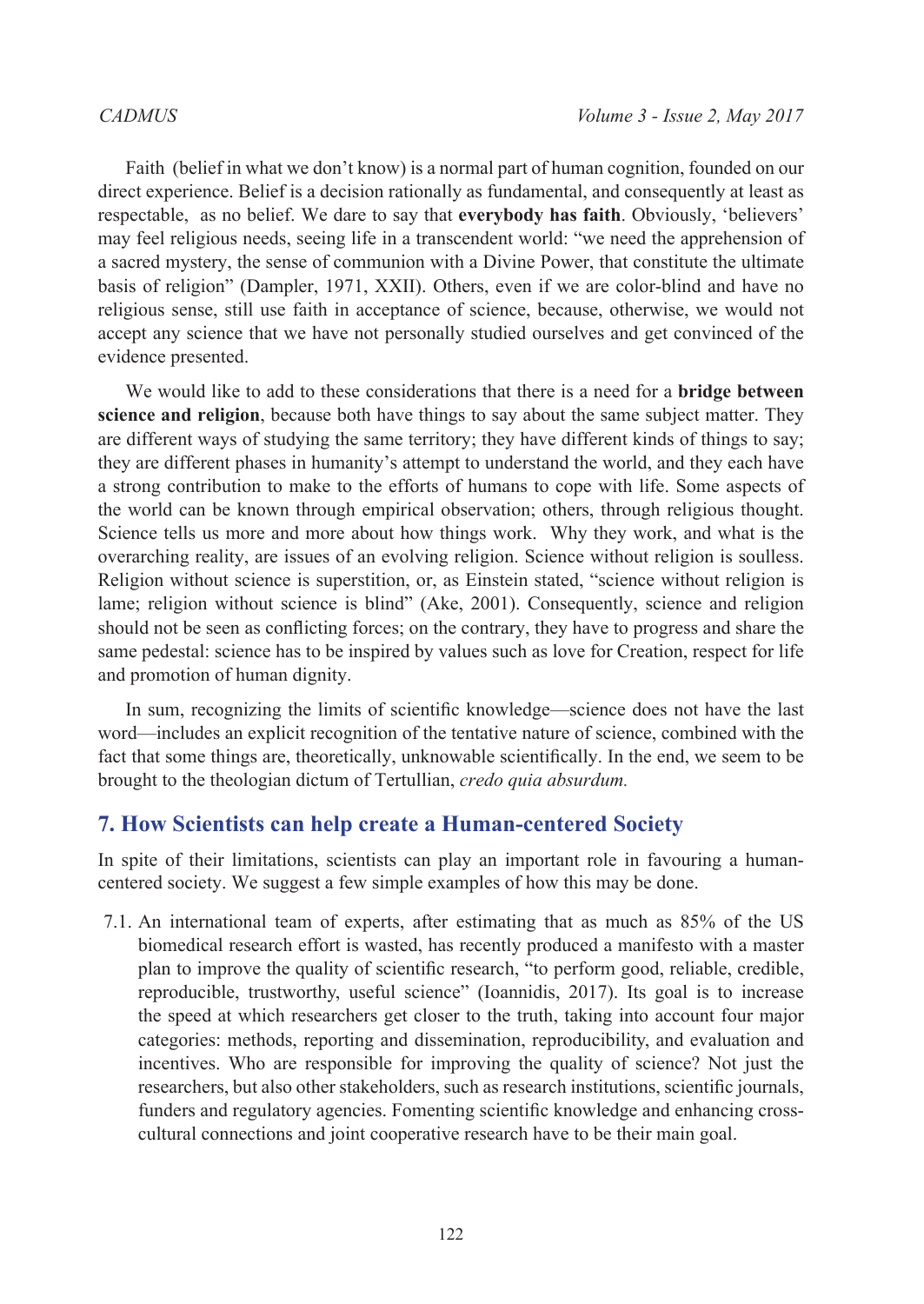Faith (belief in what we don't know) is a normal part of human cognition, founded on our direct experience. Belief is a decision rationally as fundamental, and consequently at least as respectable, as no belief. We dare to say that **everybody has faith**. Obviously, 'believers' may feel religious needs, seeing life in a transcendent world: "we need the apprehension of a sacred mystery, the sense of communion with a Divine Power, that constitute the ultimate basis of religion" (Dampler, 1971, XXII). Others, even if we are color-blind and have no religious sense, still use faith in acceptance of science, because, otherwise, we would not accept any science that we have not personally studied ourselves and get convinced of the evidence presented.

We would like to add to these considerations that there is a need for a **bridge between science and religion**, because both have things to say about the same subject matter. They are different ways of studying the same territory; they have different kinds of things to say; they are different phases in humanity's attempt to understand the world, and they each have a strong contribution to make to the efforts of humans to cope with life. Some aspects of the world can be known through empirical observation; others, through religious thought. Science tells us more and more about how things work. Why they work, and what is the overarching reality, are issues of an evolving religion. Science without religion is soulless. Religion without science is superstition, or, as Einstein stated, "science without religion is lame; religion without science is blind" (Ake, 2001). Consequently, science and religion should not be seen as conflicting forces; on the contrary, they have to progress and share the same pedestal: science has to be inspired by values such as love for Creation, respect for life and promotion of human dignity.

In sum, recognizing the limits of scientific knowledge—science does not have the last word—includes an explicit recognition of the tentative nature of science, combined with the fact that some things are, theoretically, unknowable scientifically. In the end, we seem to be brought to the theologian dictum of Tertullian, *credo quia absurdum.*

## 7. How Scientists can help create a Human-centered Society

In spite of their limitations, scientists can play an important role in favouring a human-centered society. We suggest a few simple examples of how this may be done.

7.1. An international team of experts, after estimating that as much as 85% of the US biomedical research effort is wasted, has recently produced a manifesto with a master plan to improve the quality of scientific research, "to perform good, reliable, credible, reproducible, trustworthy, useful science" (Ioannidis, 2017). Its goal is to increase the speed at which researchers get closer to the truth, taking into account four major categories: methods, reporting and dissemination, reproducibility, and evaluation and incentives. Who are responsible for improving the quality of science? Not just the researchers, but also other stakeholders, such as research institutions, scientific journals, funders and regulatory agencies. Fomenting scientific knowledge and enhancing cross-cultural connections and joint cooperative research have to be their main goal.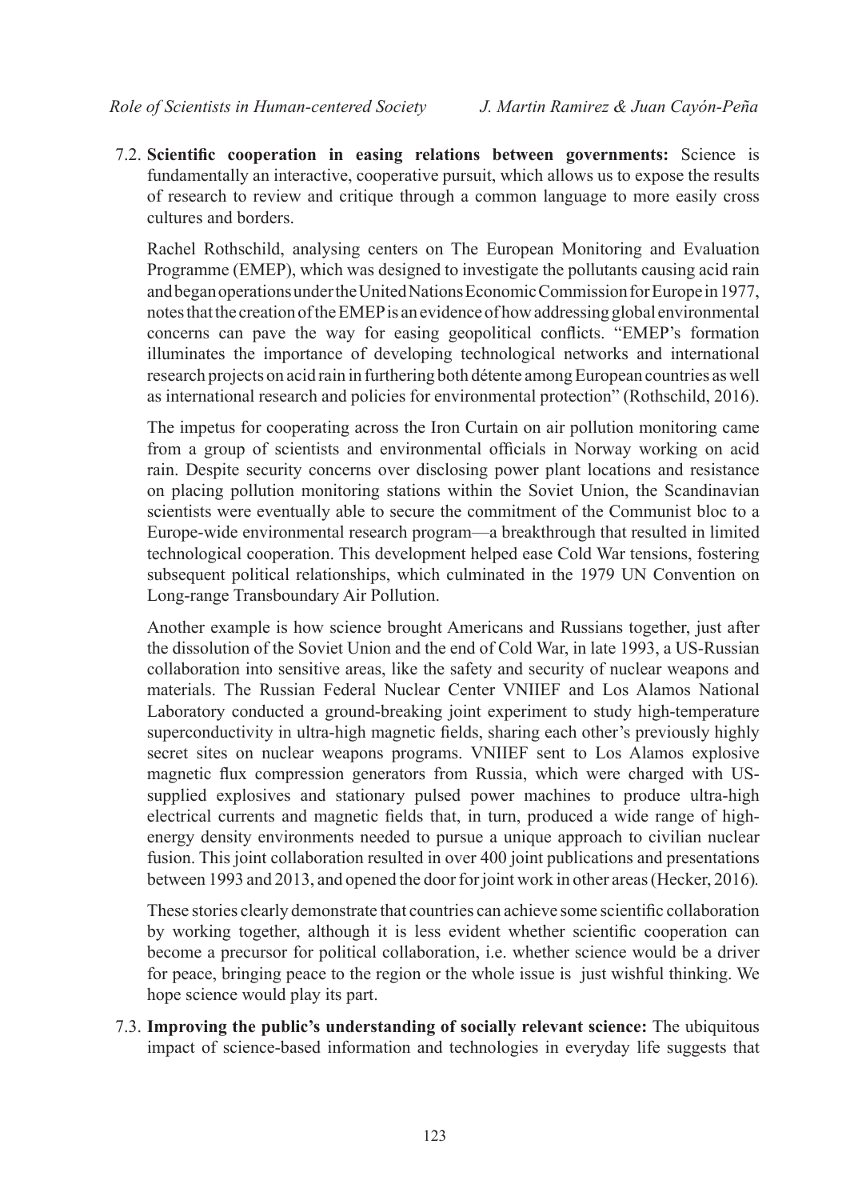7.2. **Scientific cooperation in easing relations between governments:** Science is fundamentally an interactive, cooperative pursuit, which allows us to expose the results of research to review and critique through a common language to more easily cross cultures and borders.

Rachel Rothschild, analysing centers on The European Monitoring and Evaluation Programme (EMEP), which was designed to investigate the pollutants causing acid rain and began operations under the United Nations Economic Commission for Europe in 1977, notes that the creation of the EMEP is an evidence of how addressing global environmental concerns can pave the way for easing geopolitical conflicts. "EMEP's formation illuminates the importance of developing technological networks and international research projects on acid rain in furthering both détente among European countries as well as international research and policies for environmental protection" (Rothschild, 2016).

The impetus for cooperating across the Iron Curtain on air pollution monitoring came from a group of scientists and environmental officials in Norway working on acid rain. Despite security concerns over disclosing power plant locations and resistance on placing pollution monitoring stations within the Soviet Union, the Scandinavian scientists were eventually able to secure the commitment of the Communist bloc to a Europe-wide environmental research program—a breakthrough that resulted in limited technological cooperation. This development helped ease Cold War tensions, fostering subsequent political relationships, which culminated in the 1979 UN Convention on Long-range Transboundary Air Pollution.

Another example is how science brought Americans and Russians together, just after the dissolution of the Soviet Union and the end of Cold War, in late 1993, a US-Russian collaboration into sensitive areas, like the safety and security of nuclear weapons and materials. The Russian Federal Nuclear Center VNIIEF and Los Alamos National Laboratory conducted a ground-breaking joint experiment to study high-temperature superconductivity in ultra-high magnetic fields, sharing each other's previously highly secret sites on nuclear weapons programs. VNIIEF sent to Los Alamos explosive magnetic flux compression generators from Russia, which were charged with US-supplied explosives and stationary pulsed power machines to produce ultra-high electrical currents and magnetic fields that, in turn, produced a wide range of high-energy density environments needed to pursue a unique approach to civilian nuclear fusion. This joint collaboration resulted in over 400 joint publications and presentations between 1993 and 2013, and opened the door for joint work in other areas (Hecker, 2016).

These stories clearly demonstrate that countries can achieve some scientific collaboration by working together, although it is less evident whether scientific cooperation can become a precursor for political collaboration, i.e. whether science would be a driver for peace, bringing peace to the region or the whole issue is just wishful thinking. We hope science would play its part.

7.3. **Improving the public's understanding of socially relevant science:** The ubiquitous impact of science-based information and technologies in everyday life suggests that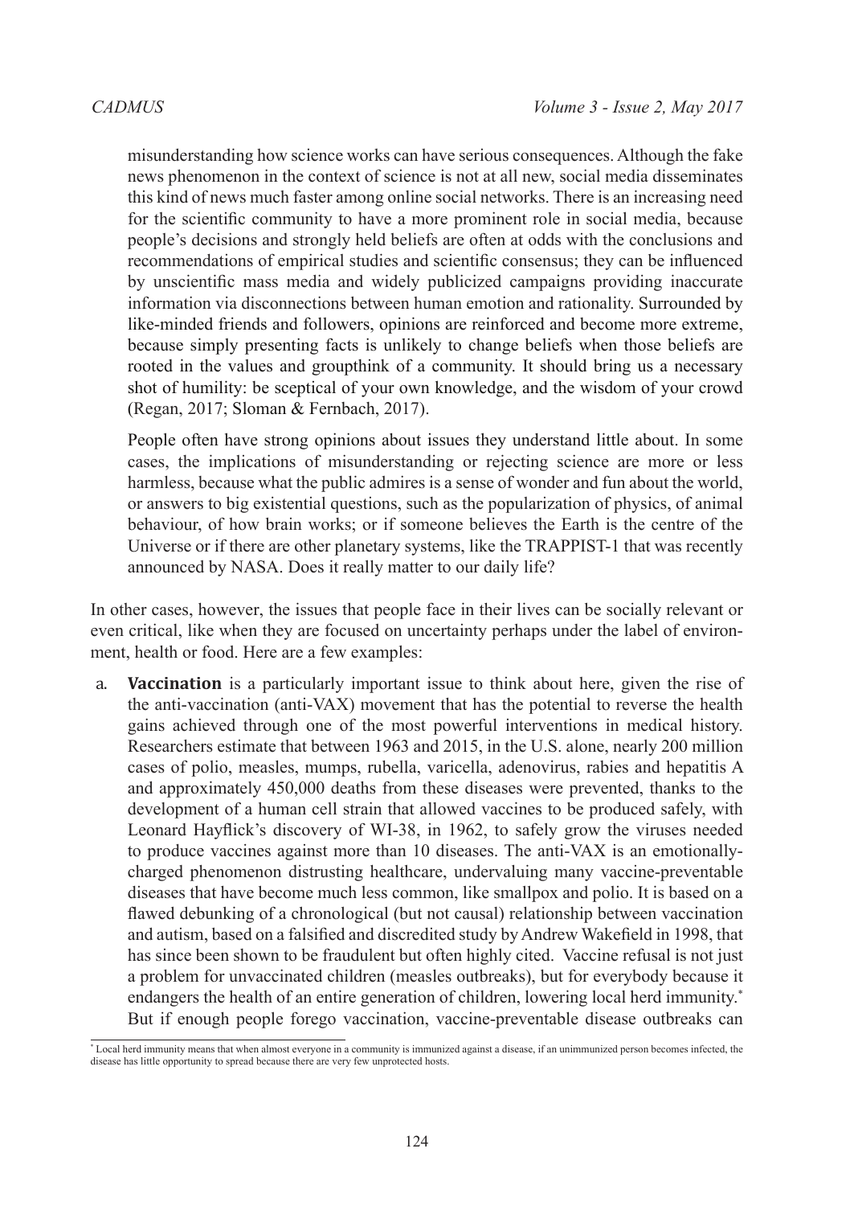misunderstanding how science works can have serious consequences. Although the fake news phenomenon in the context of science is not at all new, social media disseminates this kind of news much faster among online social networks. There is an increasing need for the scientific community to have a more prominent role in social media, because people's decisions and strongly held beliefs are often at odds with the conclusions and recommendations of empirical studies and scientific consensus; they can be influenced by unscientific mass media and widely publicized campaigns providing inaccurate information via disconnections between human emotion and rationality. Surrounded by like-minded friends and followers, opinions are reinforced and become more extreme, because simply presenting facts is unlikely to change beliefs when those beliefs are rooted in the values and groupthink of a community. It should bring us a necessary shot of humility: be sceptical of your own knowledge, and the wisdom of your crowd (Regan, 2017; Sloman & Fernbach, 2017).

People often have strong opinions about issues they understand little about. In some cases, the implications of misunderstanding or rejecting science are more or less harmless, because what the public admires is a sense of wonder and fun about the world, or answers to big existential questions, such as the popularization of physics, of animal behaviour, of how brain works; or if someone believes the Earth is the centre of the Universe or if there are other planetary systems, like the TRAPPIST-1 that was recently announced by NASA. Does it really matter to our daily life?

In other cases, however, the issues that people face in their lives can be socially relevant or even critical, like when they are focused on uncertainty perhaps under the label of environment, health or food. Here are a few examples:

a. **Vaccination** is a particularly important issue to think about here, given the rise of the anti-vaccination (anti-VAX) movement that has the potential to reverse the health gains achieved through one of the most powerful interventions in medical history. Researchers estimate that between 1963 and 2015, in the U.S. alone, nearly 200 million cases of polio, measles, mumps, rubella, varicella, adenovirus, rabies and hepatitis A and approximately 450,000 deaths from these diseases were prevented, thanks to the development of a human cell strain that allowed vaccines to be produced safely, with Leonard Hayflick's discovery of WI-38, in 1962, to safely grow the viruses needed to produce vaccines against more than 10 diseases. The anti-VAX is an emotionally-charged phenomenon distrusting healthcare, undervaluing many vaccine-preventable diseases that have become much less common, like smallpox and polio. It is based on a flawed debunking of a chronological (but not causal) relationship between vaccination and autism, based on a falsified and discredited study by Andrew Wakefield in 1998, that has since been shown to be fraudulent but often highly cited. Vaccine refusal is not just a problem for unvaccinated children (measles outbreaks), but for everybody because it endangers the health of an entire generation of children, lowering local herd immunity.* But if enough people forego vaccination, vaccine-preventable disease outbreaks can

* Local herd immunity means that when almost everyone in a community is immunized against a disease, if an unimmunized person becomes infected, the disease has little opportunity to spread because there are very few unprotected hosts.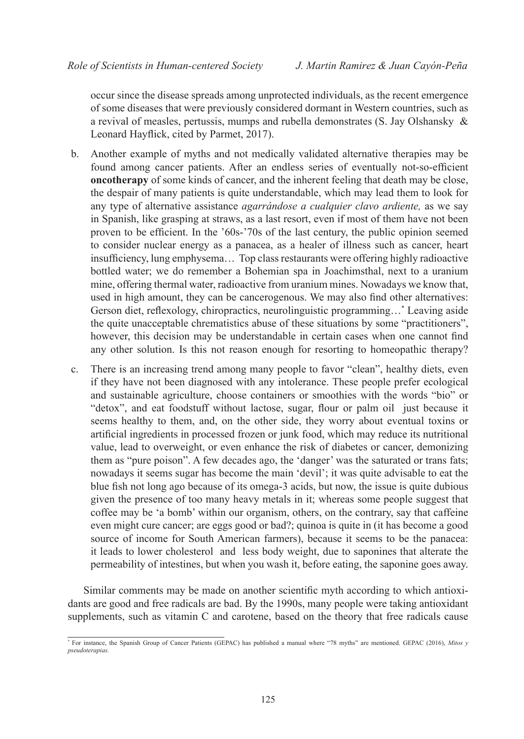occur since the disease spreads among unprotected individuals, as the recent emergence of some diseases that were previously considered dormant in Western countries, such as a revival of measles, pertussis, mumps and rubella demonstrates (S. Jay Olshansky & Leonard Hayflick, cited by Parmet, 2017).

b. Another example of myths and not medically validated alternative therapies may be found among cancer patients. After an endless series of eventually not-so-efficient **oncotherapy** of some kinds of cancer, and the inherent feeling that death may be close, the despair of many patients is quite understandable, which may lead them to look for any type of alternative assistance *agarrándose a cualquier clavo ardiente,* as we say in Spanish, like grasping at straws, as a last resort, even if most of them have not been proven to be efficient. In the '60s-'70s of the last century, the public opinion seemed to consider nuclear energy as a panacea, as a healer of illness such as cancer, heart insufficiency, lung emphysema… Top class restaurants were offering highly radioactive bottled water; we do remember a Bohemian spa in Joachimsthal, next to a uranium mine, offering thermal water, radioactive from uranium mines. Nowadays we know that, used in high amount, they can be cancerogenous. We may also find other alternatives: Gerson diet, reflexology, chiropractics, neurolinguistic programming…[*] Leaving aside the quite unacceptable chrematistics abuse of these situations by some "practitioners", however, this decision may be understandable in certain cases when one cannot find any other solution. Is this not reason enough for resorting to homeopathic therapy?

c. There is an increasing trend among many people to favor "clean", healthy diets, even if they have not been diagnosed with any intolerance. These people prefer ecological and sustainable agriculture, choose containers or smoothies with the words "bio" or "detox", and eat foodstuff without lactose, sugar, flour or palm oil just because it seems healthy to them, and, on the other side, they worry about eventual toxins or artificial ingredients in processed frozen or junk food, which may reduce its nutritional value, lead to overweight, or even enhance the risk of diabetes or cancer, demonizing them as "pure poison". A few decades ago, the 'danger' was the saturated or trans fats; nowadays it seems sugar has become the main 'devil'; it was quite advisable to eat the blue fish not long ago because of its omega-3 acids, but now, the issue is quite dubious given the presence of too many heavy metals in it; whereas some people suggest that coffee may be 'a bomb' within our organism, others, on the contrary, say that caffeine even might cure cancer; are eggs good or bad?; quinoa is quite in (it has become a good source of income for South American farmers), because it seems to be the panacea: it leads to lower cholesterol and less body weight, due to saponines that alterate the permeability of intestines, but when you wash it, before eating, the saponine goes away.

Similar comments may be made on another scientific myth according to which antioxidants are good and free radicals are bad. By the 1990s, many people were taking antioxidant supplements, such as vitamin C and carotene, based on the theory that free radicals cause

[*] For instance, the Spanish Group of Cancer Patients (GEPAC) has published a manual where "78 myths" are mentioned. GEPAC (2016), *Mitos y pseudoterapias.*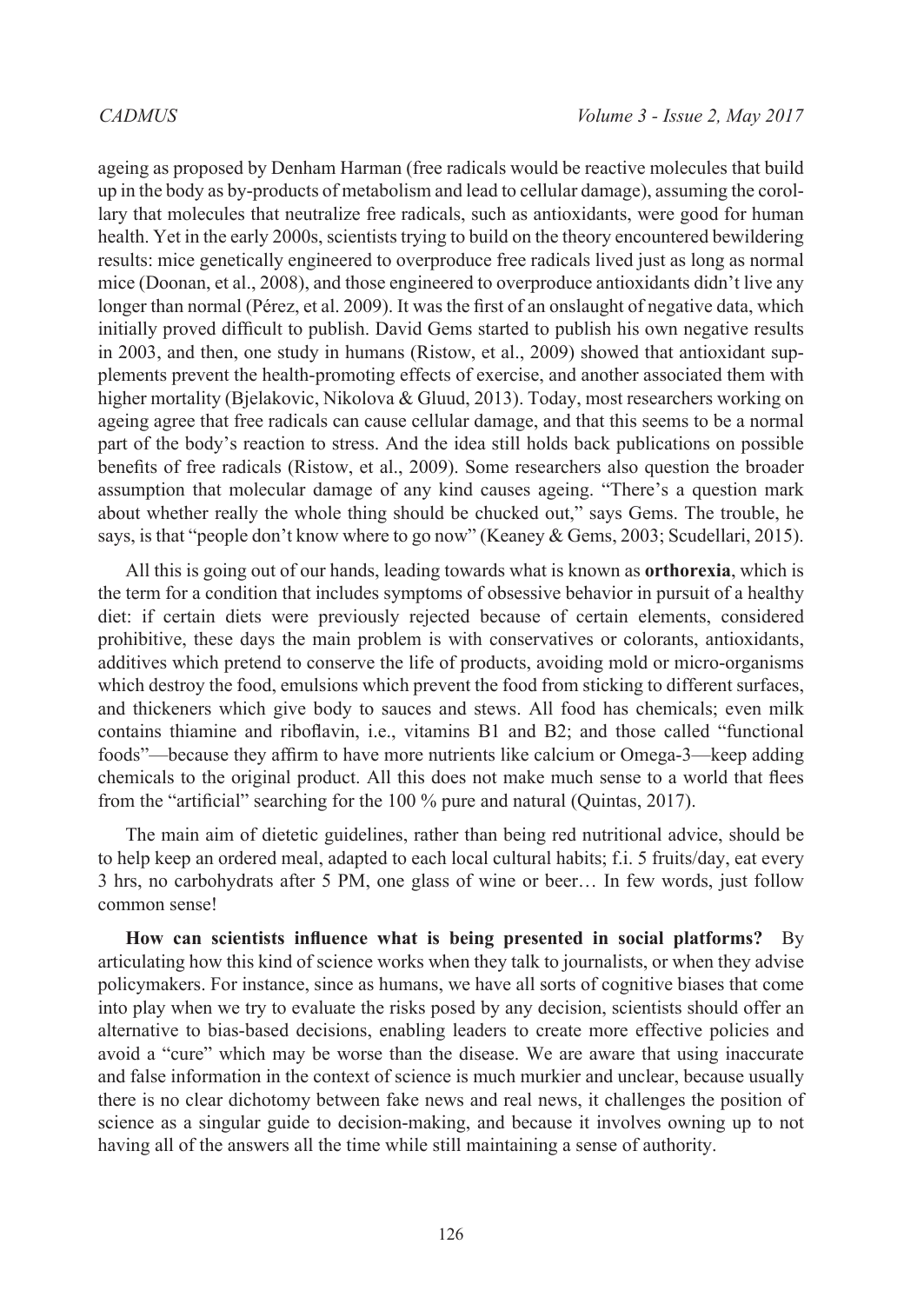ageing as proposed by Denham Harman (free radicals would be reactive molecules that build up in the body as by-products of metabolism and lead to cellular damage), assuming the corollary that molecules that neutralize free radicals, such as antioxidants, were good for human health. Yet in the early 2000s, scientists trying to build on the theory encountered bewildering results: mice genetically engineered to overproduce free radicals lived just as long as normal mice (Doonan, et al., 2008), and those engineered to overproduce antioxidants didn't live any longer than normal (Pérez, et al. 2009). It was the first of an onslaught of negative data, which initially proved difficult to publish. David Gems started to publish his own negative results in 2003, and then, one study in humans (Ristow, et al., 2009) showed that antioxidant supplements prevent the health-promoting effects of exercise, and another associated them with higher mortality (Bjelakovic, Nikolova & Gluud, 2013). Today, most researchers working on ageing agree that free radicals can cause cellular damage, and that this seems to be a normal part of the body's reaction to stress. And the idea still holds back publications on possible benefits of free radicals (Ristow, et al., 2009). Some researchers also question the broader assumption that molecular damage of any kind causes ageing. "There's a question mark about whether really the whole thing should be chucked out," says Gems. The trouble, he says, is that "people don't know where to go now" (Keaney & Gems, 2003; Scudellari, 2015).

All this is going out of our hands, leading towards what is known as **orthorexia**, which is the term for a condition that includes symptoms of obsessive behavior in pursuit of a healthy diet: if certain diets were previously rejected because of certain elements, considered prohibitive, these days the main problem is with conservatives or colorants, antioxidants, additives which pretend to conserve the life of products, avoiding mold or micro-organisms which destroy the food, emulsions which prevent the food from sticking to different surfaces, and thickeners which give body to sauces and stews. All food has chemicals; even milk contains thiamine and riboflavin, i.e., vitamins B1 and B2; and those called "functional foods"—because they affirm to have more nutrients like calcium or Omega-3—keep adding chemicals to the original product. All this does not make much sense to a world that flees from the "artificial" searching for the 100 % pure and natural (Quintas, 2017).

The main aim of dietetic guidelines, rather than being red nutritional advice, should be to help keep an ordered meal, adapted to each local cultural habits; f.i. 5 fruits/day, eat every 3 hrs, no carbohydrats after 5 PM, one glass of wine or beer… In few words, just follow common sense!

**How can scientists influence what is being presented in social platforms?** By articulating how this kind of science works when they talk to journalists, or when they advise policymakers. For instance, since as humans, we have all sorts of cognitive biases that come into play when we try to evaluate the risks posed by any decision, scientists should offer an alternative to bias-based decisions, enabling leaders to create more effective policies and avoid a "cure" which may be worse than the disease. We are aware that using inaccurate and false information in the context of science is much murkier and unclear, because usually there is no clear dichotomy between fake news and real news, it challenges the position of science as a singular guide to decision-making, and because it involves owning up to not having all of the answers all the time while still maintaining a sense of authority.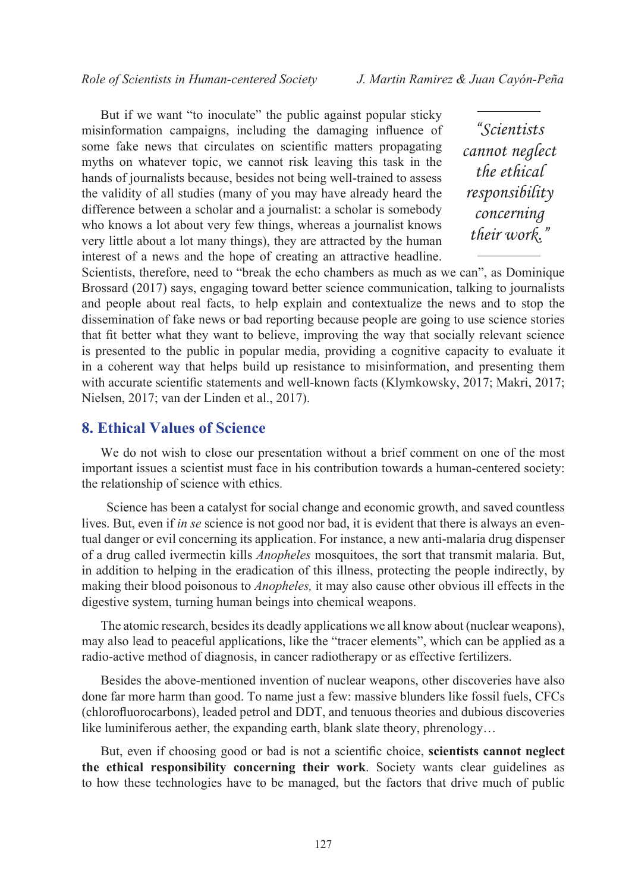But if we want "to inoculate" the public against popular sticky misinformation campaigns, including the damaging influence of some fake news that circulates on scientific matters propagating myths on whatever topic, we cannot risk leaving this task in the hands of journalists because, besides not being well-trained to assess the validity of all studies (many of you may have already heard the difference between a scholar and a journalist: a scholar is somebody who knows a lot about very few things, whereas a journalist knows very little about a lot many things), they are attracted by the human interest of a news and the hope of creating an attractive headline. Scientists, therefore, need to "break the echo chambers as much as we can", as Dominique Brossard (2017) says, engaging toward better science communication, talking to journalists and people about real facts, to help explain and contextualize the news and to stop the dissemination of fake news or bad reporting because people are going to use science stories that fit better what they want to believe, improving the way that socially relevant science is presented to the public in popular media, providing a cognitive capacity to evaluate it in a coherent way that helps build up resistance to misinformation, and presenting them with accurate scientific statements and well-known facts (Klymkowsky, 2017; Makri, 2017; Nielsen, 2017; van der Linden et al., 2017).

> *"Scientists cannot neglect the ethical responsibility concerning their work."*

## 8. Ethical Values of Science

We do not wish to close our presentation without a brief comment on one of the most important issues a scientist must face in his contribution towards a human-centered society: the relationship of science with ethics.

Science has been a catalyst for social change and economic growth, and saved countless lives. But, even if *in se* science is not good nor bad, it is evident that there is always an eventual danger or evil concerning its application. For instance, a new anti-malaria drug dispenser of a drug called ivermectin kills *Anopheles* mosquitoes, the sort that transmit malaria. But, in addition to helping in the eradication of this illness, protecting the people indirectly, by making their blood poisonous to *Anopheles,* it may also cause other obvious ill effects in the digestive system, turning human beings into chemical weapons.

The atomic research, besides its deadly applications we all know about (nuclear weapons), may also lead to peaceful applications, like the "tracer elements", which can be applied as a radio-active method of diagnosis, in cancer radiotherapy or as effective fertilizers.

Besides the above-mentioned invention of nuclear weapons, other discoveries have also done far more harm than good. To name just a few: massive blunders like fossil fuels, CFCs (chlorofluorocarbons), leaded petrol and DDT, and tenuous theories and dubious discoveries like luminiferous aether, the expanding earth, blank slate theory, phrenology…

But, even if choosing good or bad is not a scientific choice, **scientists cannot neglect the ethical responsibility concerning their work**. Society wants clear guidelines as to how these technologies have to be managed, but the factors that drive much of public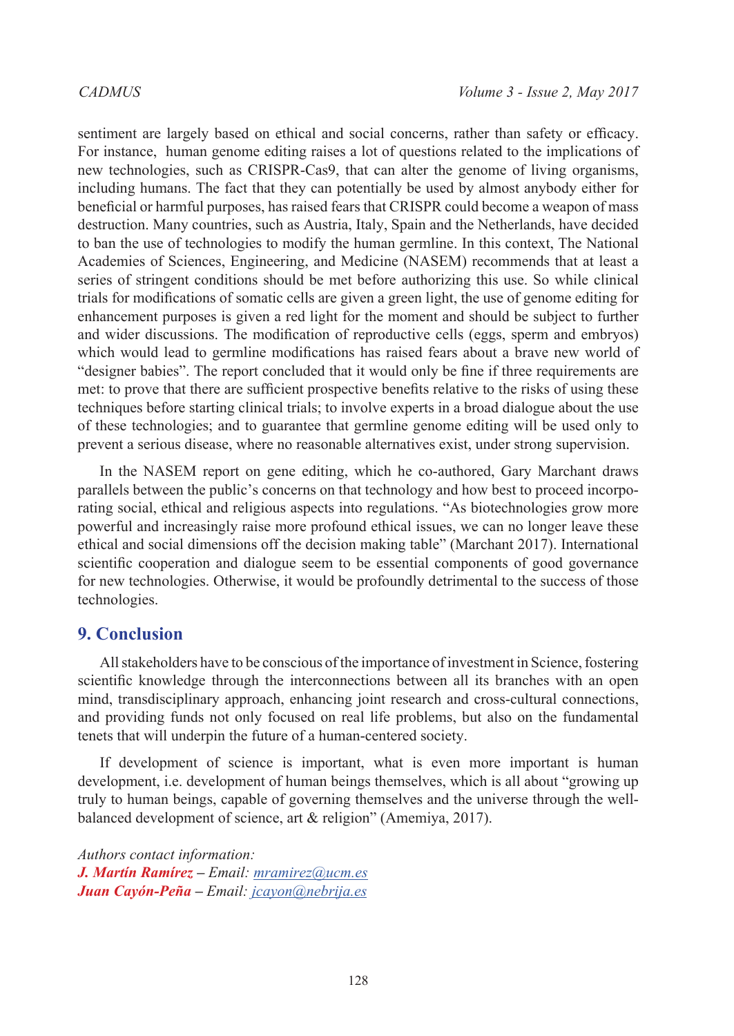sentiment are largely based on ethical and social concerns, rather than safety or efficacy. For instance, human genome editing raises a lot of questions related to the implications of new technologies, such as CRISPR-Cas9, that can alter the genome of living organisms, including humans. The fact that they can potentially be used by almost anybody either for beneficial or harmful purposes, has raised fears that CRISPR could become a weapon of mass destruction. Many countries, such as Austria, Italy, Spain and the Netherlands, have decided to ban the use of technologies to modify the human germline. In this context, The National Academies of Sciences, Engineering, and Medicine (NASEM) recommends that at least a series of stringent conditions should be met before authorizing this use. So while clinical trials for modifications of somatic cells are given a green light, the use of genome editing for enhancement purposes is given a red light for the moment and should be subject to further and wider discussions. The modification of reproductive cells (eggs, sperm and embryos) which would lead to germline modifications has raised fears about a brave new world of "designer babies". The report concluded that it would only be fine if three requirements are met: to prove that there are sufficient prospective benefits relative to the risks of using these techniques before starting clinical trials; to involve experts in a broad dialogue about the use of these technologies; and to guarantee that germline genome editing will be used only to prevent a serious disease, where no reasonable alternatives exist, under strong supervision.

In the NASEM report on gene editing, which he co-authored, Gary Marchant draws parallels between the public's concerns on that technology and how best to proceed incorporating social, ethical and religious aspects into regulations. "As biotechnologies grow more powerful and increasingly raise more profound ethical issues, we can no longer leave these ethical and social dimensions off the decision making table" (Marchant 2017). International scientific cooperation and dialogue seem to be essential components of good governance for new technologies. Otherwise, it would be profoundly detrimental to the success of those technologies.

## 9. Conclusion

All stakeholders have to be conscious of the importance of investment in Science, fostering scientific knowledge through the interconnections between all its branches with an open mind, transdisciplinary approach, enhancing joint research and cross-cultural connections, and providing funds not only focused on real life problems, but also on the fundamental tenets that will underpin the future of a human-centered society.

If development of science is important, what is even more important is human development, i.e. development of human beings themselves, which is all about "growing up truly to human beings, capable of governing themselves and the universe through the well-balanced development of science, art & religion" (Amemiya, 2017).

*Authors contact information:*
***J. Martín Ramírez*** *– Email: mramirez@ucm.es*
***Juan Cayón-Peña*** *– Email: jcayon@nebrija.es*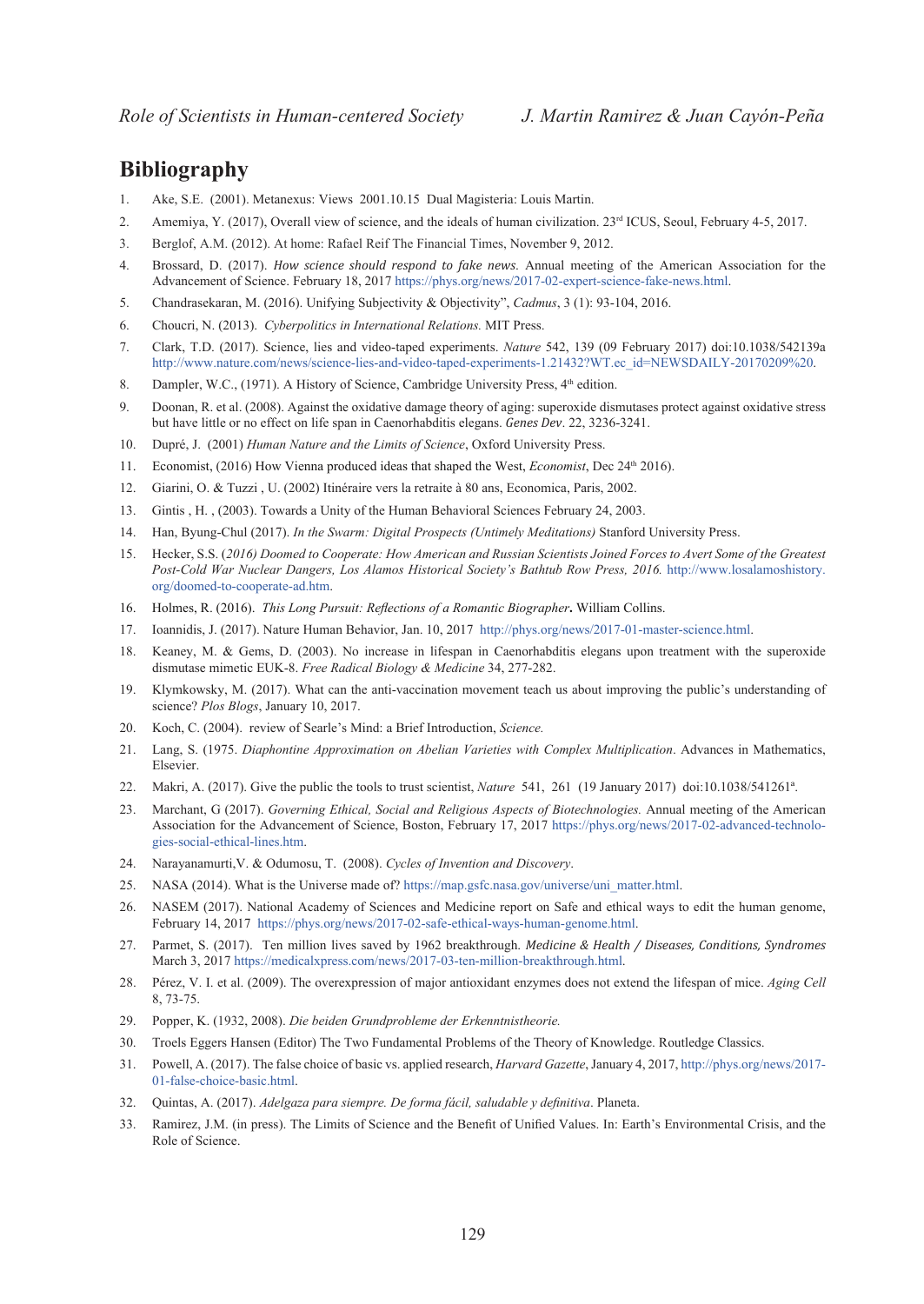## Bibliography

1. Ake, S.E. (2001). Metanexus: Views 2001.10.15 Dual Magisteria: Louis Martin.
2. Amemiya, Y. (2017), Overall view of science, and the ideals of human civilization. 23rd ICUS, Seoul, February 4-5, 2017.
3. Berglof, A.M. (2012). At home: Rafael Reif The Financial Times, November 9, 2012.
4. Brossard, D. (2017). *How science should respond to fake news.* Annual meeting of the American Association for the Advancement of Science. February 18, 2017 https://phys.org/news/2017-02-expert-science-fake-news.html.
5. Chandrasekaran, M. (2016). Unifying Subjectivity & Objectivity", *Cadmus*, 3 (1): 93-104, 2016.
6. Choucri, N. (2013). *Cyberpolitics in International Relations.* MIT Press.
7. Clark, T.D. (2017). Science, lies and video-taped experiments. *Nature* 542, 139 (09 February 2017) doi:10.1038/542139a http://www.nature.com/news/science-lies-and-video-taped-experiments-1.21432?WT.ec_id=NEWSDAILY-20170209%20.
8. Dampler, W.C., (1971). A History of Science, Cambridge University Press, 4th edition.
9. Doonan, R. et al. (2008). Against the oxidative damage theory of aging: superoxide dismutases protect against oxidative stress but have little or no effect on life span in Caenorhabditis elegans. *Genes Dev*. 22, 3236-3241.
10. Dupré, J. (2001) *Human Nature and the Limits of Science*, Oxford University Press.
11. Economist, (2016) How Vienna produced ideas that shaped the West, *Economist*, Dec 24th 2016).
12. Giarini, O. & Tuzzi , U. (2002) Itinéraire vers la retraite à 80 ans, Economica, Paris, 2002.
13. Gintis , H. , (2003). Towards a Unity of the Human Behavioral Sciences February 24, 2003.
14. Han, Byung-Chul (2017). *In the Swarm: Digital Prospects (Untimely Meditations)* Stanford University Press.
15. Hecker, S.S. (*2016) Doomed to Cooperate: How American and Russian Scientists Joined Forces to Avert Some of the Greatest Post-Cold War Nuclear Dangers, Los Alamos Historical Society's Bathtub Row Press, 2016.* http://www.losalamoshistory.org/doomed-to-cooperate-ad.htm.
16. Holmes, R. (2016). *This Long Pursuit: Reflections of a Romantic Biographer***.** William Collins.
17. Ioannidis, J. (2017). Nature Human Behavior, Jan. 10, 2017 http://phys.org/news/2017-01-master-science.html.
18. Keaney, M. & Gems, D. (2003). No increase in lifespan in Caenorhabditis elegans upon treatment with the superoxide dismutase mimetic EUK-8. *Free Radical Biology & Medicine* 34, 277-282.
19. Klymkowsky, M. (2017). What can the anti-vaccination movement teach us about improving the public's understanding of science? *Plos Blogs*, January 10, 2017.
20. Koch, C. (2004). review of Searle's Mind: a Brief Introduction, *Science.*
21. Lang, S. (1975. *Diaphontine Approximation on Abelian Varieties with Complex Multiplication*. Advances in Mathematics, Elsevier.
22. Makri, A. (2017). Give the public the tools to trust scientist, *Nature* 541, 261 (19 January 2017) doi:10.1038/541261a.
23. Marchant, G (2017). *Governing Ethical, Social and Religious Aspects of Biotechnologies.* Annual meeting of the American Association for the Advancement of Science, Boston, February 17, 2017 https://phys.org/news/2017-02-advanced-technologies-social-ethical-lines.htm.
24. Narayanamurti,V. & Odumosu, T. (2008). *Cycles of Invention and Discovery*.
25. NASA (2014). What is the Universe made of? https://map.gsfc.nasa.gov/universe/uni_matter.html.
26. NASEM (2017). National Academy of Sciences and Medicine report on Safe and ethical ways to edit the human genome, February 14, 2017 https://phys.org/news/2017-02-safe-ethical-ways-human-genome.html.
27. Parmet, S. (2017). Ten million lives saved by 1962 breakthrough. *Medicine & Health / Diseases, Conditions, Syndromes* March 3, 2017 https://medicalxpress.com/news/2017-03-ten-million-breakthrough.html.
28. Pérez, V. I. et al. (2009). The overexpression of major antioxidant enzymes does not extend the lifespan of mice. *Aging Cell* 8, 73-75.
29. Popper, K. (1932, 2008). *Die beiden Grundprobleme der Erkenntnistheorie.*
30. Troels Eggers Hansen (Editor) The Two Fundamental Problems of the Theory of Knowledge. Routledge Classics.
31. Powell, A. (2017). The false choice of basic vs. applied research, *Harvard Gazette*, January 4, 2017, http://phys.org/news/2017-01-false-choice-basic.html.
32. Quintas, A. (2017). *Adelgaza para siempre. De forma fácil, saludable y definitiva*. Planeta.
33. Ramirez, J.M. (in press). The Limits of Science and the Benefit of Unified Values. In: Earth's Environmental Crisis, and the Role of Science.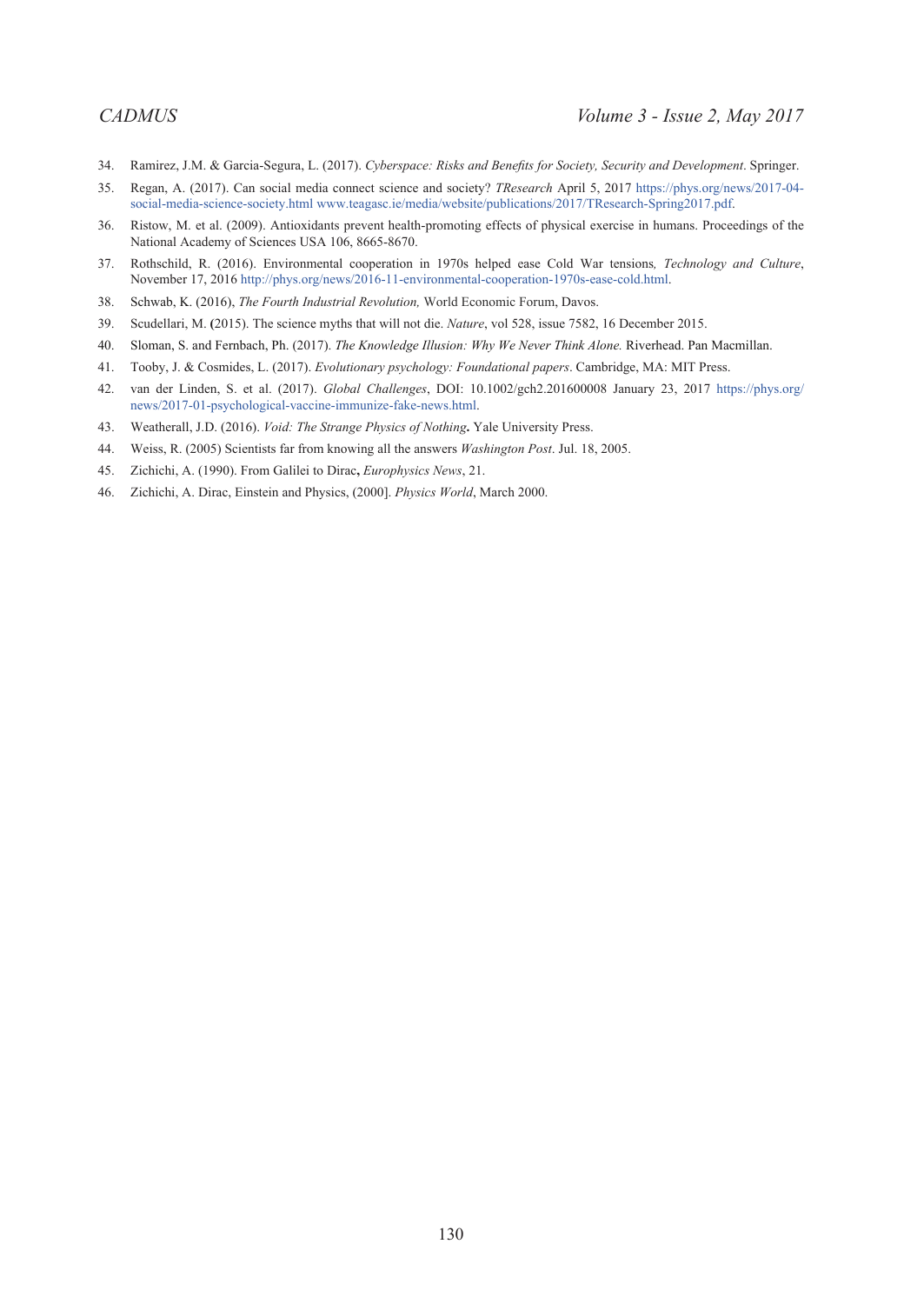34. Ramirez, J.M. & Garcia-Segura, L. (2017). *Cyberspace: Risks and Benefits for Society, Security and Development*. Springer.
35. Regan, A. (2017). Can social media connect science and society? *TResearch* April 5, 2017 https://phys.org/news/2017-04-social-media-science-society.html www.teagasc.ie/media/website/publications/2017/TResearch-Spring2017.pdf.
36. Ristow, M. et al. (2009). Antioxidants prevent health-promoting effects of physical exercise in humans. Proceedings of the National Academy of Sciences USA 106, 8665-8670.
37. Rothschild, R. (2016). Environmental cooperation in 1970s helped ease Cold War tensions*, Technology and Culture*, November 17, 2016 http://phys.org/news/2016-11-environmental-cooperation-1970s-ease-cold.html.
38. Schwab, K. (2016), *The Fourth Industrial Revolution,* World Economic Forum, Davos.
39. Scudellari, M. **(**2015). The science myths that will not die. *Nature*, vol 528, issue 7582, 16 December 2015.
40. Sloman, S. and Fernbach, Ph. (2017). *The Knowledge Illusion: Why We Never Think Alone.* Riverhead. Pan Macmillan.
41. Tooby, J. & Cosmides, L. (2017). *Evolutionary psychology: Foundational papers*. Cambridge, MA: MIT Press.
42. van der Linden, S. et al. (2017). *Global Challenges*, DOI: 10.1002/gch2.201600008 January 23, 2017 https://phys.org/news/2017-01-psychological-vaccine-immunize-fake-news.html.
43. Weatherall, J.D. (2016). *Void: The Strange Physics of Nothing***.** Yale University Press.
44. Weiss, R. (2005) Scientists far from knowing all the answers *Washington Post*. Jul. 18, 2005.
45. Zichichi, A. (1990). From Galilei to Dirac**,** *Europhysics News*, 21.
46. Zichichi, A. Dirac, Einstein and Physics, (2000]. *Physics World*, March 2000.